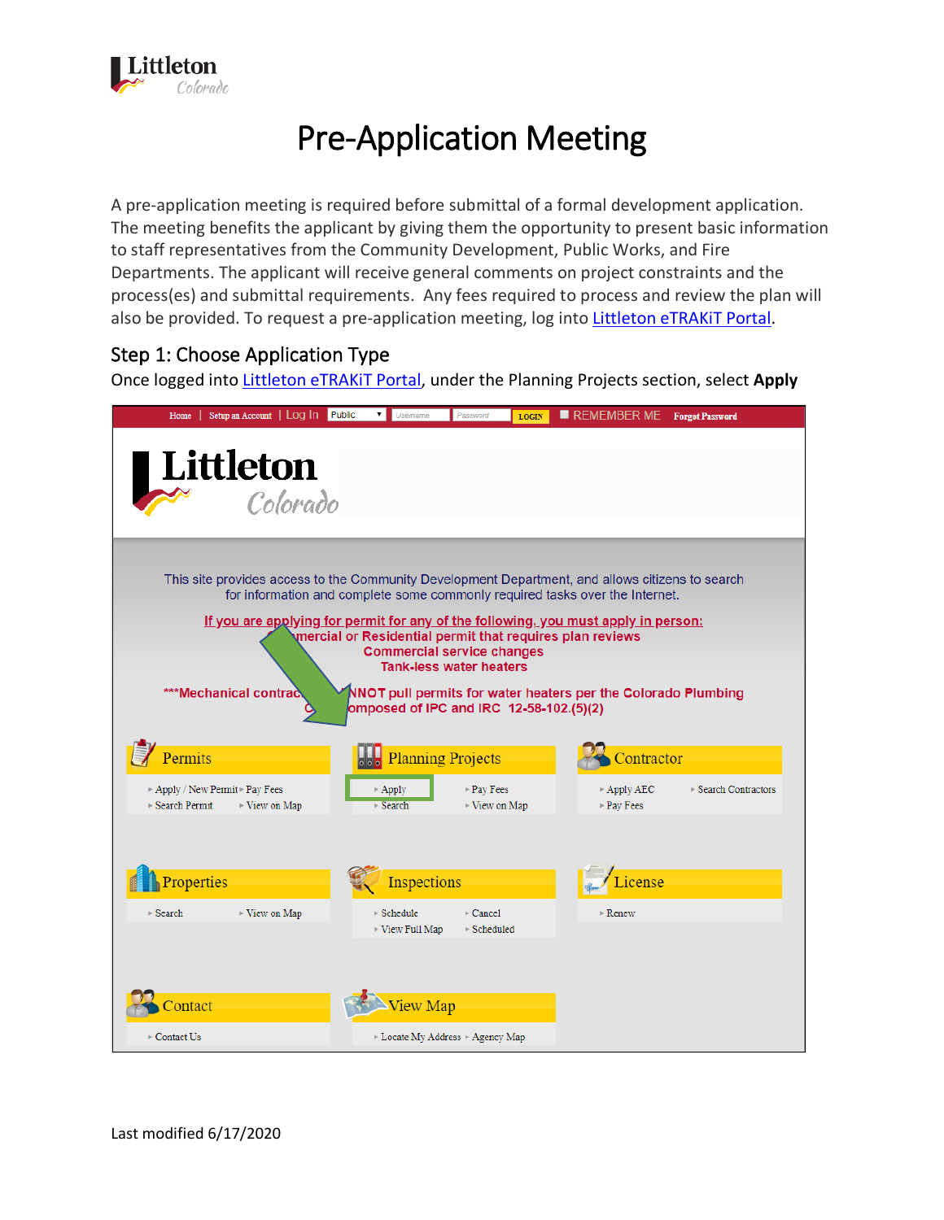# Pre-Application Meeting

A pre-application meeting is required before submittal of a formal development application. The meeting benefits the applicant by giving them the opportunity to present basic information to staff representatives from the Community Development, Public Works, and Fire Departments. The applicant will receive general comments on project constraints and the process(es) and submittal requirements. Any fees required to process and review the plan will also be provided. To request a pre-application meeting, log into Littleton eTRAKiT Portal.

## Step 1: Choose Application Type

Once logged into Littleton eTRAKiT Portal, under the Planning Projects section, select **Apply**

Last modified 6/17/2020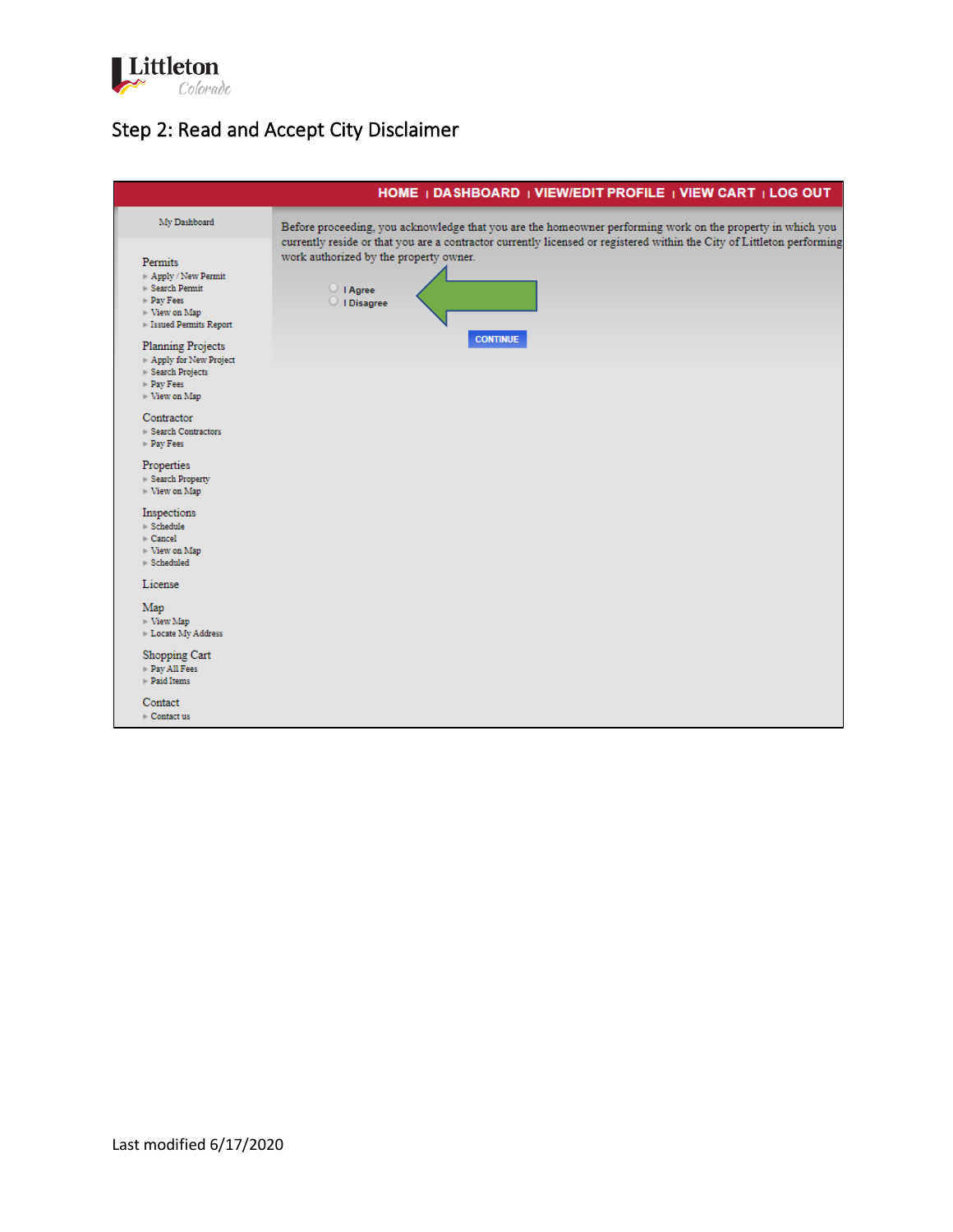## Step 2: Read and Accept City Disclaimer

HOME | DASHBOARD | VIEW/EDIT PROFILE | VIEW CART | LOG OUT

My Dashboard

Permits
- Apply / New Permit
- Search Permit
- Pay Fees
- View on Map
- Issued Permits Report

Planning Projects
- Apply for New Project
- Search Projects
- Pay Fees
- View on Map

Contractor
- Search Contractors
- Pay Fees

Properties
- Search Property
- View on Map

Inspections
- Schedule
- Cancel
- View on Map
- Scheduled

License

Map
- View Map
- Locate My Address

Shopping Cart
- Pay All Fees
- Paid Items

Contact
- Contact us

Before proceeding, you acknowledge that you are the homeowner performing work on the property in which you currently reside or that you are a contractor currently licensed or registered within the City of Littleton performing work authorized by the property owner.

- I Agree
- I Disagree

CONTINUE

Last modified 6/17/2020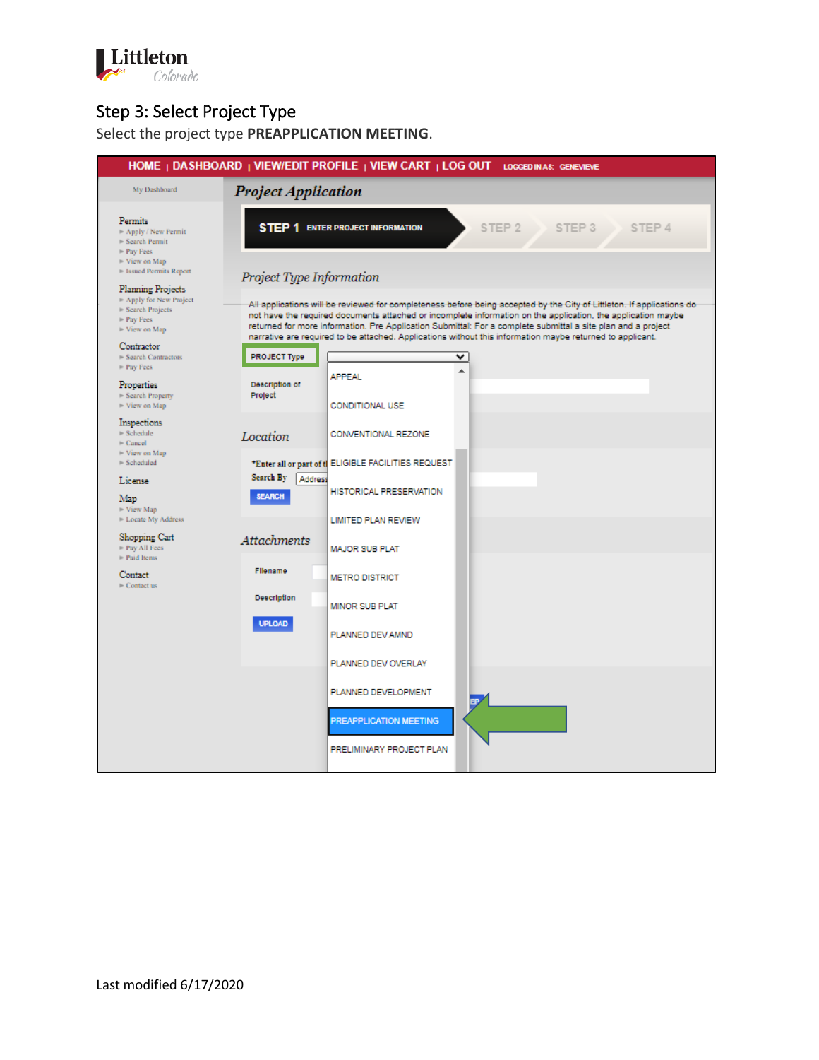## Step 3: Select Project Type

Select the project type **PREAPPLICATION MEETING**.

Last modified 6/17/2020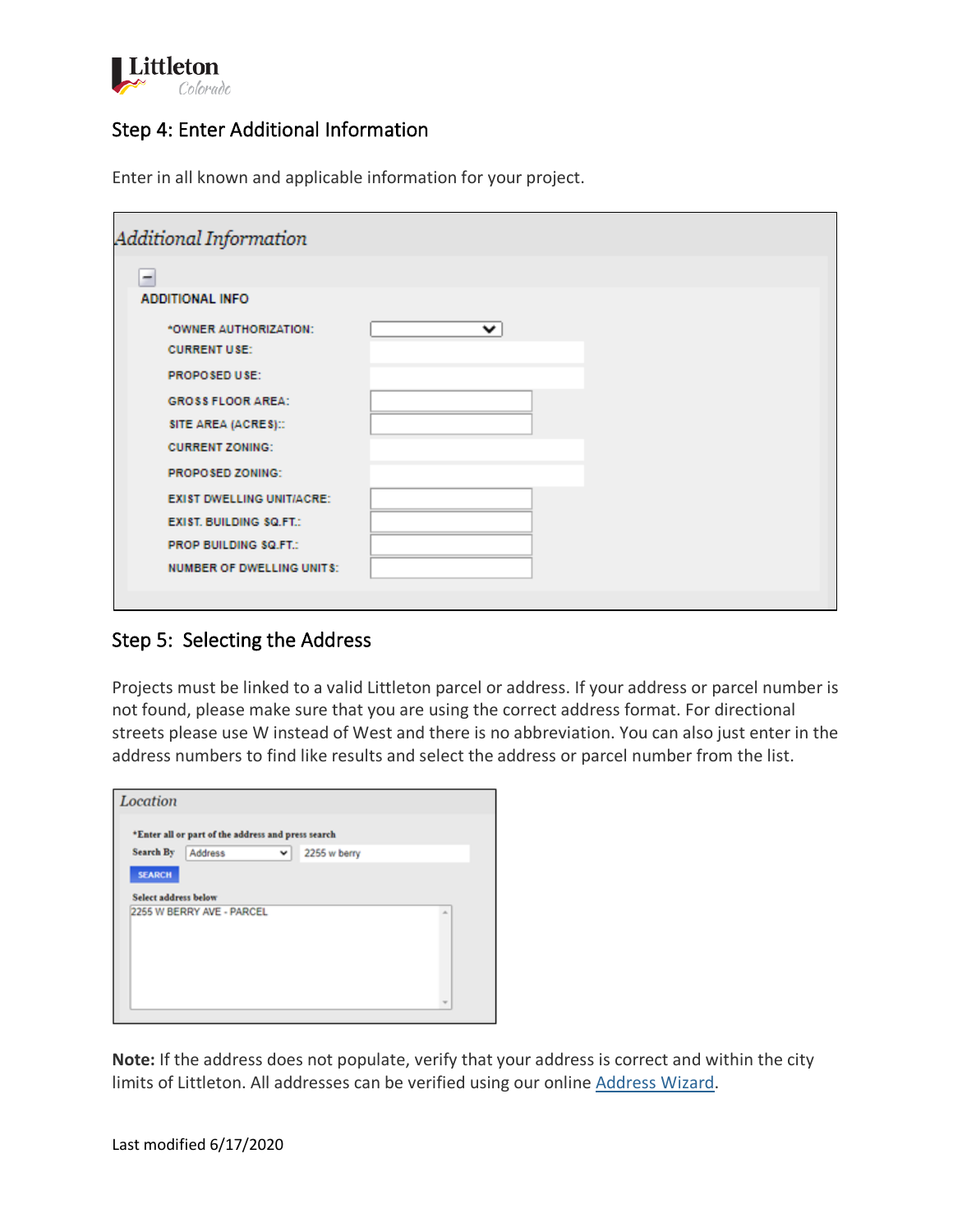## Step 4: Enter Additional Information

Enter in all known and applicable information for your project.

*Additional Information*

ADDITIONAL INFO

| Field | Value |
|---|---|
| *OWNER AUTHORIZATION: | |
| CURRENT USE: | |
| PROPOSED USE: | |
| GROSS FLOOR AREA: | |
| SITE AREA (ACRES):: | |
| CURRENT ZONING: | |
| PROPOSED ZONING: | |
| EXIST DWELLING UNIT/ACRE: | |
| EXIST. BUILDING SQ.FT.: | |
| PROP BUILDING SQ.FT.: | |
| NUMBER OF DWELLING UNITS: | |

## Step 5: Selecting the Address

Projects must be linked to a valid Littleton parcel or address. If your address or parcel number is not found, please make sure that you are using the correct address format. For directional streets please use W instead of West and there is no abbreviation. You can also just enter in the address numbers to find like results and select the address or parcel number from the list.

*Location*

*Enter all or part of the address and press search

Search By: Address — 2255 w berry

SEARCH

Select address below

2255 W BERRY AVE - PARCEL

**Note:** If the address does not populate, verify that your address is correct and within the city limits of Littleton. All addresses can be verified using our online Address Wizard.

Last modified 6/17/2020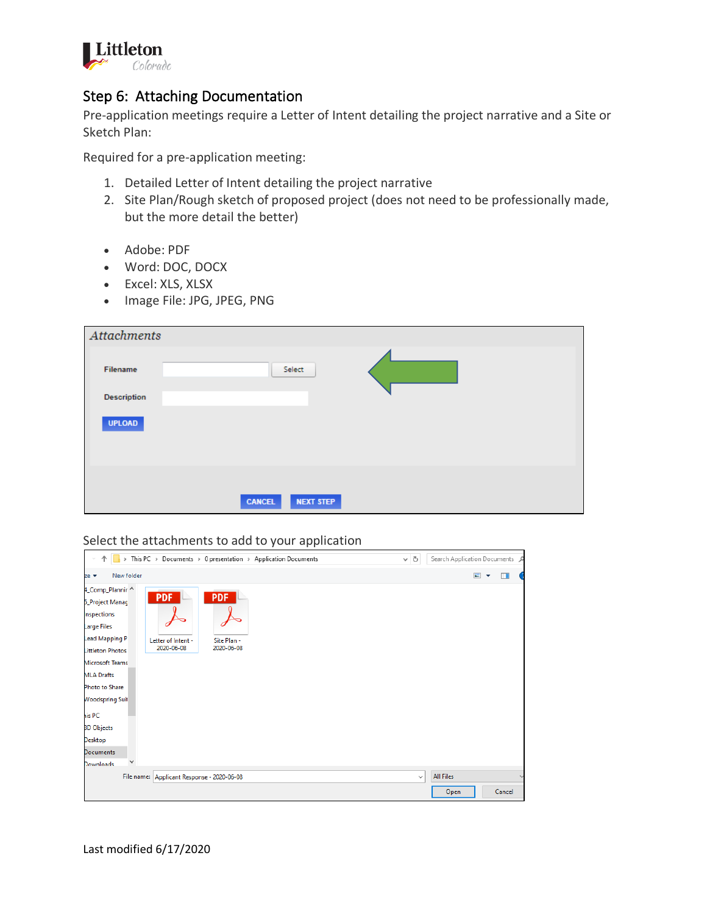## Step 6: Attaching Documentation

Pre-application meetings require a Letter of Intent detailing the project narrative and a Site or Sketch Plan:

Required for a pre-application meeting:

1. Detailed Letter of Intent detailing the project narrative
2. Site Plan/Rough sketch of proposed project (does not need to be professionally made, but the more detail the better)

- Adobe: PDF
- Word: DOC, DOCX
- Excel: XLS, XLSX
- Image File: JPG, JPEG, PNG

Select the attachments to add to your application

Last modified 6/17/2020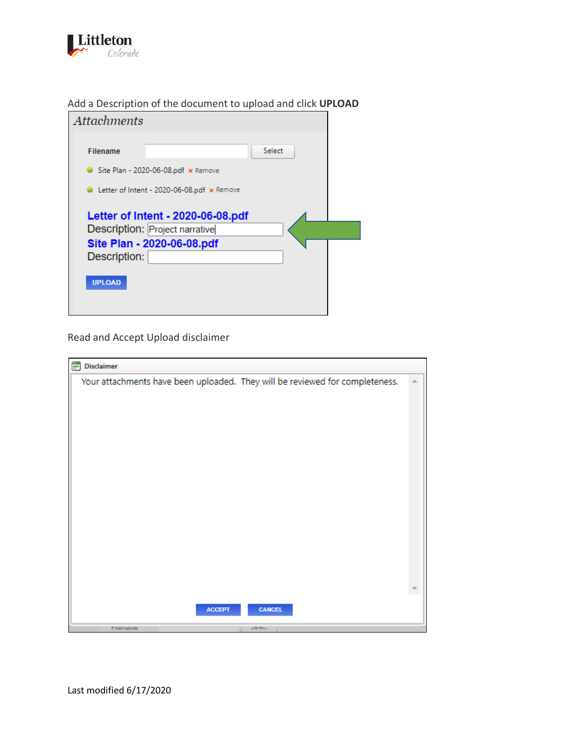Add a Description of the document to upload and click **UPLOAD**

Attachments

Filename Select

Site Plan - 2020-06-08.pdf × Remove

Letter of Intent - 2020-06-08.pdf × Remove

Letter of Intent - 2020-06-08.pdf
Description: Project narrative

Site Plan - 2020-06-08.pdf
Description:

UPLOAD

Read and Accept Upload disclaimer

Disclaimer

Your attachments have been uploaded. They will be reviewed for completeness.

ACCEPT CANCEL

Last modified 6/17/2020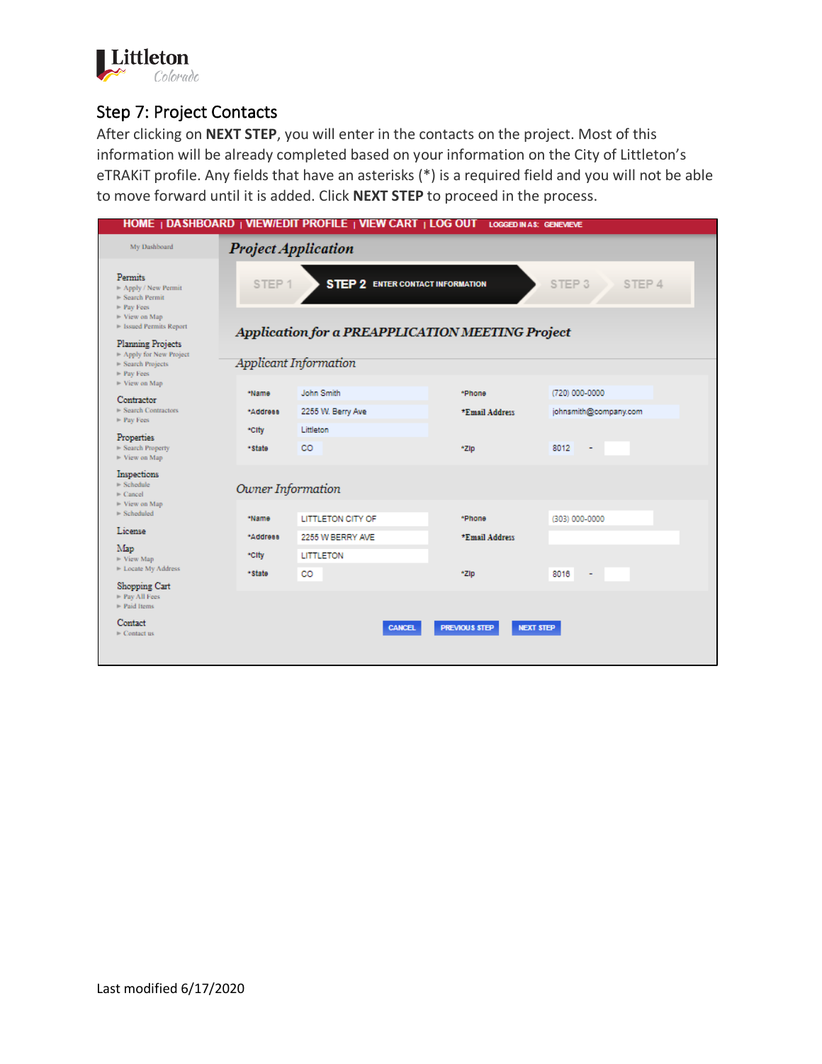## Step 7: Project Contacts

After clicking on **NEXT STEP**, you will enter in the contacts on the project. Most of this information will be already completed based on your information on the City of Littleton's eTRAKiT profile. Any fields that have an asterisks (*) is a required field and you will not be able to move forward until it is added. Click **NEXT STEP** to proceed in the process.

Last modified 6/17/2020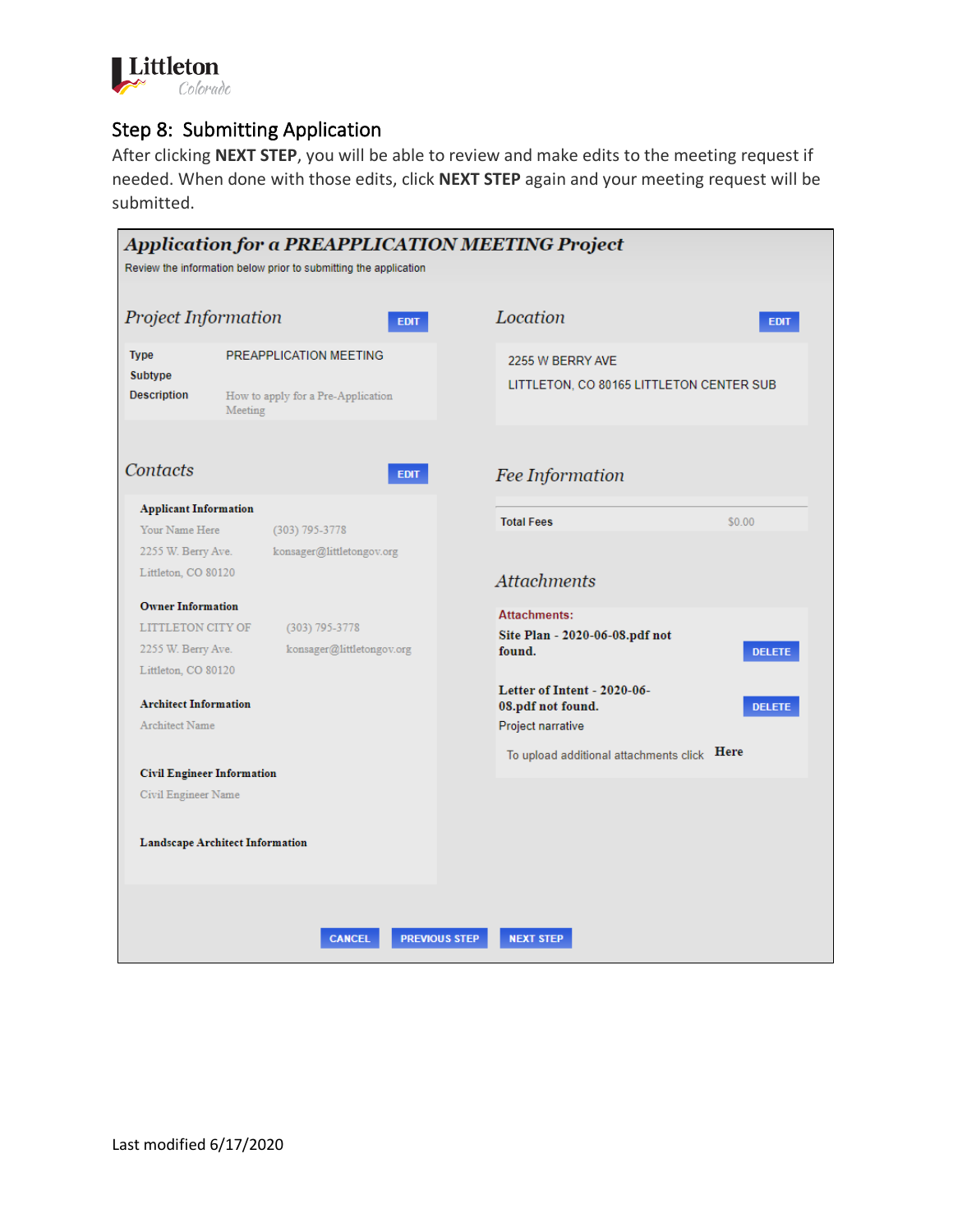## Step 8: Submitting Application

After clicking **NEXT STEP**, you will be able to review and make edits to the meeting request if needed. When done with those edits, click **NEXT STEP** again and your meeting request will be submitted.

### *Application for a PREAPPLICATION MEETING Project*

Review the information below prior to submitting the application

#### *Project Information*

EDIT

| | |
|---|---|
| **Type** | PREAPPLICATION MEETING |
| **Subtype** | |
| **Description** | How to apply for a Pre-Application Meeting |

#### *Location*

EDIT

2255 W BERRY AVE

LITTLETON, CO 80165 LITTLETON CENTER SUB

#### *Contacts*

EDIT

**Applicant Information**

Your Name Here (303) 795-3778
2255 W. Berry Ave. konsager@littletongov.org
Littleton, CO 80120

**Owner Information**

LITTLETON CITY OF (303) 795-3778
2255 W. Berry Ave. konsager@littletongov.org
Littleton, CO 80120

**Architect Information**

Architect Name

**Civil Engineer Information**

Civil Engineer Name

**Landscape Architect Information**

#### *Fee Information*

| | |
|---|---|
| **Total Fees** | $0.00 |

#### *Attachments*

**Attachments:**

**Site Plan - 2020-06-08.pdf not found.** DELETE

**Letter of Intent - 2020-06-08.pdf not found.** DELETE

Project narrative

To upload additional attachments click **Here**

CANCEL PREVIOUS STEP NEXT STEP

Last modified 6/17/2020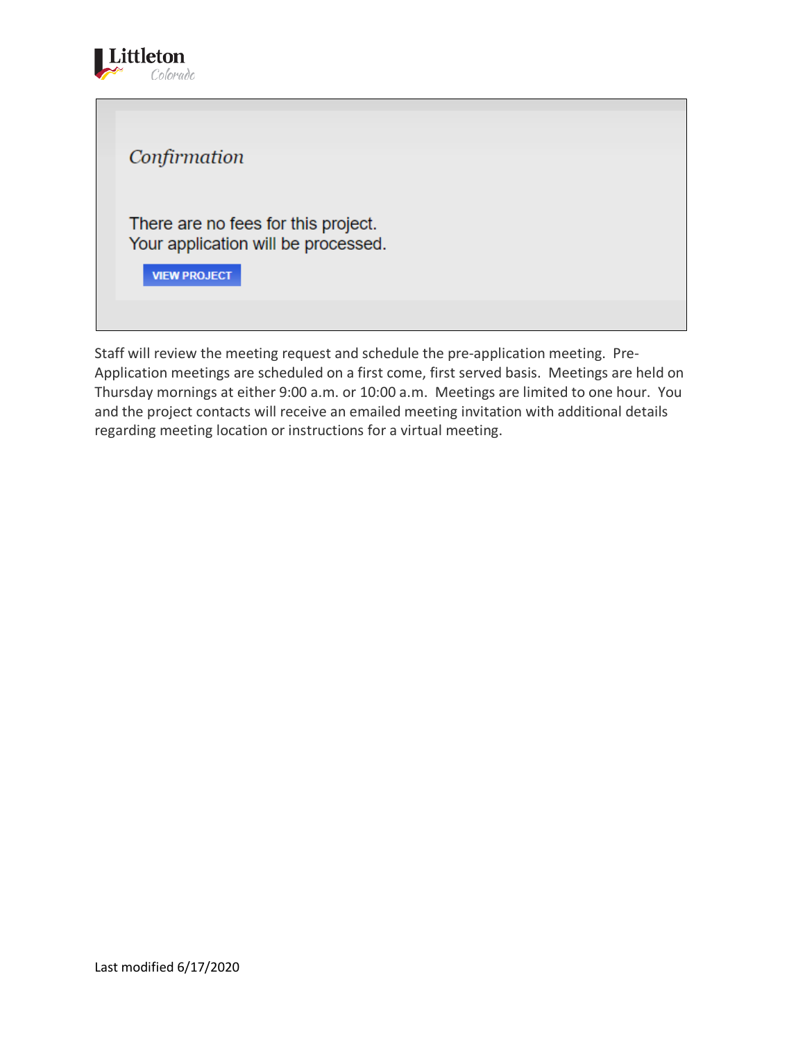*Confirmation*

There are no fees for this project.
Your application will be processed.

VIEW PROJECT

Staff will review the meeting request and schedule the pre-application meeting. Pre-Application meetings are scheduled on a first come, first served basis. Meetings are held on Thursday mornings at either 9:00 a.m. or 10:00 a.m. Meetings are limited to one hour. You and the project contacts will receive an emailed meeting invitation with additional details regarding meeting location or instructions for a virtual meeting.

Last modified 6/17/2020